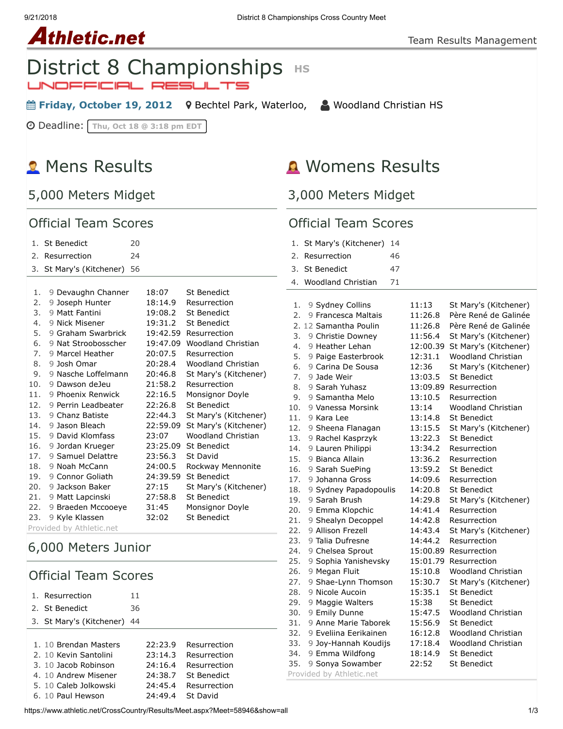Athletic.net

Team Results Management

# District 8 Championships HS

UNOFFICIAL RESULTS

**Friday, October 19, 2012** Bechtel Park, Waterloo, Woodland Christian HS

Deadline: Thu, Oct 18 @ 3:18 pm EDT

## Mens Results

### 5,000 Meters Midget

#### Official Team Scores

| Place | Team | Score |
|---|---|---|
| 1. | St Benedict | 20 |
| 2. | Resurrection | 24 |
| 3. | St Mary's (Kitchener) | 56 |

| Place | Grade | Name | Time | School |
|---|---|---|---|---|
| 1. | 9 | Devaughn Channer | 18:07 | St Benedict |
| 2. | 9 | Joseph Hunter | 18:14.9 | Resurrection |
| 3. | 9 | Matt Fantini | 19:08.2 | St Benedict |
| 4. | 9 | Nick Misener | 19:31.2 | St Benedict |
| 5. | 9 | Graham Swarbrick | 19:42.59 | Resurrection |
| 6. | 9 | Nat Stroobosscher | 19:47.09 | Woodland Christian |
| 7. | 9 | Marcel Heather | 20:07.5 | Resurrection |
| 8. | 9 | Josh Omar | 20:28.4 | Woodland Christian |
| 9. | 9 | Nasche Loffelmann | 20:46.8 | St Mary's (Kitchener) |
| 10. | 9 | Dawson deJeu | 21:58.2 | Resurrection |
| 11. | 9 | Phoenix Renwick | 22:16.5 | Monsignor Doyle |
| 12. | 9 | Perrin Leadbeater | 22:26.8 | St Benedict |
| 13. | 9 | Chanz Batiste | 22:44.3 | St Mary's (Kitchener) |
| 14. | 9 | Jason Bleach | 22:59.09 | St Mary's (Kitchener) |
| 15. | 9 | David Klomfass | 23:07 | Woodland Christian |
| 16. | 9 | Jordan Krueger | 23:25.09 | St Benedict |
| 17. | 9 | Samuel Delattre | 23:56.3 | St David |
| 18. | 9 | Noah McCann | 24:00.5 | Rockway Mennonite |
| 19. | 9 | Connor Goliath | 24:39.59 | St Benedict |
| 20. | 9 | Jackson Baker | 27:15 | St Mary's (Kitchener) |
| 21. | 9 | Matt Lapcinski | 27:58.8 | St Benedict |
| 22. | 9 | Braeden Mccooeye | 31:45 | Monsignor Doyle |
| 23. | 9 | Kyle Klassen | 32:02 | St Benedict |

Provided by Athletic.net

### 6,000 Meters Junior

#### Official Team Scores

| Place | Team | Score |
|---|---|---|
| 1. | Resurrection | 11 |
| 2. | St Benedict | 36 |
| 3. | St Mary's (Kitchener) | 44 |

| Place | Grade | Name | Time | School |
|---|---|---|---|---|
| 1. | 10 | Brendan Masters | 22:23.9 | Resurrection |
| 2. | 10 | Kevin Santolini | 23:14.3 | Resurrection |
| 3. | 10 | Jacob Robinson | 24:16.4 | Resurrection |
| 4. | 10 | Andrew Misener | 24:38.7 | St Benedict |
| 5. | 10 | Caleb Jolkowski | 24:45.4 | Resurrection |
| 6. | 10 | Paul Hewson | 24:49.4 | St David |

## Womens Results

### 3,000 Meters Midget

#### Official Team Scores

| Place | Team | Score |
|---|---|---|
| 1. | St Mary's (Kitchener) | 14 |
| 2. | Resurrection | 46 |
| 3. | St Benedict | 47 |
| 4. | Woodland Christian | 71 |

| Place | Grade | Name | Time | School |
|---|---|---|---|---|
| 1. | 9 | Sydney Collins | 11:13 | St Mary's (Kitchener) |
| 2. | 9 | Francesca Maltais | 11:26.8 | Père René de Galinée |
| 2. | 12 | Samantha Poulin | 11:26.8 | Père René de Galinée |
| 3. | 9 | Christie Downey | 11:56.4 | St Mary's (Kitchener) |
| 4. | 9 | Heather Lehan | 12:00.39 | St Mary's (Kitchener) |
| 5. | 9 | Paige Easterbrook | 12:31.1 | Woodland Christian |
| 6. | 9 | Carina De Sousa | 12:36 | St Mary's (Kitchener) |
| 7. | 9 | Jade Weir | 13:03.5 | St Benedict |
| 8. | 9 | Sarah Yuhasz | 13:09.89 | Resurrection |
| 9. | 9 | Samantha Melo | 13:10.5 | Resurrection |
| 10. | 9 | Vanessa Morsink | 13:14 | Woodland Christian |
| 11. | 9 | Kara Lee | 13:14.8 | St Benedict |
| 12. | 9 | Sheena Flanagan | 13:15.5 | St Mary's (Kitchener) |
| 13. | 9 | Rachel Kasprzyk | 13:22.3 | St Benedict |
| 14. | 9 | Lauren Philippi | 13:34.2 | Resurrection |
| 15. | 9 | Bianca Allain | 13:36.2 | Resurrection |
| 16. | 9 | Sarah SuePing | 13:59.2 | St Benedict |
| 17. | 9 | Johanna Gross | 14:09.6 | Resurrection |
| 18. | 9 | Sydney Papadopoulis | 14:20.8 | St Benedict |
| 19. | 9 | Sarah Brush | 14:29.8 | St Mary's (Kitchener) |
| 20. | 9 | Emma Klopchic | 14:41.4 | Resurrection |
| 21. | 9 | Shealyn Decoppel | 14:42.8 | Resurrection |
| 22. | 9 | Allison Frezell | 14:43.4 | St Mary's (Kitchener) |
| 23. | 9 | Talia Dufresne | 14:44.2 | Resurrection |
| 24. | 9 | Chelsea Sprout | 15:00.89 | Resurrection |
| 25. | 9 | Sophia Yanishevsky | 15:01.79 | Resurrection |
| 26. | 9 | Megan Fluit | 15:10.8 | Woodland Christian |
| 27. | 9 | Shae-Lynn Thomson | 15:30.7 | St Mary's (Kitchener) |
| 28. | 9 | Nicole Aucoin | 15:35.1 | St Benedict |
| 29. | 9 | Maggie Walters | 15:38 | St Benedict |
| 30. | 9 | Emily Dunne | 15:47.5 | Woodland Christian |
| 31. | 9 | Anne Marie Taborek | 15:56.9 | St Benedict |
| 32. | 9 | Eveliina Eerikainen | 16:12.8 | Woodland Christian |
| 33. | 9 | Joy-Hannah Koudijs | 17:18.4 | Woodland Christian |
| 34. | 9 | Emma Wildfong | 18:14.9 | St Benedict |
| 35. | 9 | Sonya Sowamber | 22:52 | St Benedict |

Provided by Athletic.net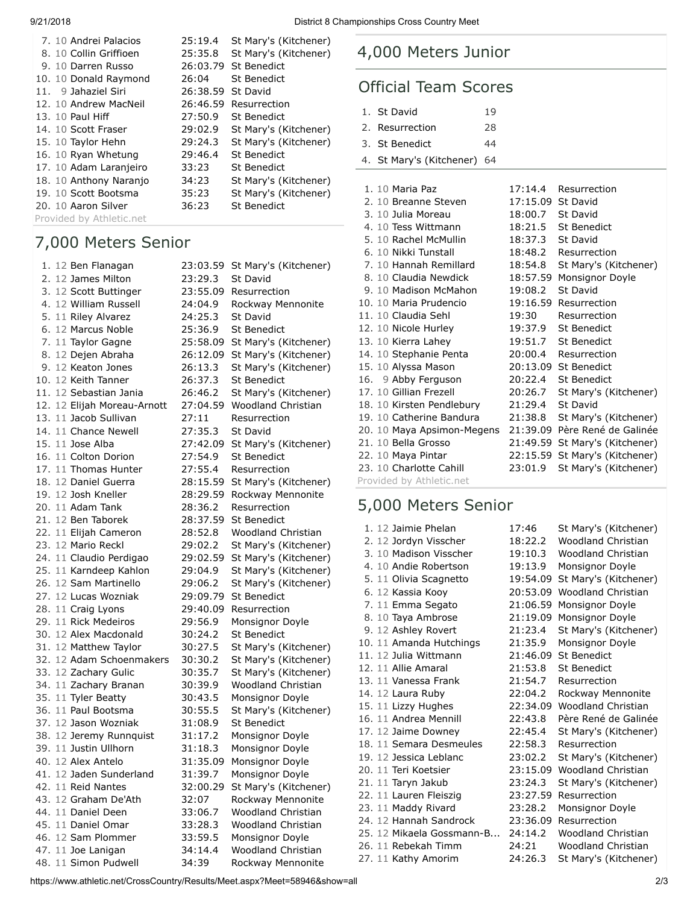| Place | Grade | Name | Time | School |
|---|---|---|---|---|
| 7. | 10 | Andrei Palacios | 25:19.4 | St Mary's (Kitchener) |
| 8. | 10 | Collin Griffioen | 25:35.8 | St Mary's (Kitchener) |
| 9. | 10 | Darren Russo | 26:03.79 | St Benedict |
| 10. | 10 | Donald Raymond | 26:04 | St Benedict |
| 11. | 9 | Jahaziel Siri | 26:38.59 | St David |
| 12. | 10 | Andrew MacNeil | 26:46.59 | Resurrection |
| 13. | 10 | Paul Hiff | 27:50.9 | St Benedict |
| 14. | 10 | Scott Fraser | 29:02.9 | St Mary's (Kitchener) |
| 15. | 10 | Taylor Hehn | 29:24.3 | St Mary's (Kitchener) |
| 16. | 10 | Ryan Whetung | 29:46.4 | St Benedict |
| 17. | 10 | Adam Laranjeiro | 33:23 | St Benedict |
| 18. | 10 | Anthony Naranjo | 34:23 | St Mary's (Kitchener) |
| 19. | 10 | Scott Bootsma | 35:23 | St Mary's (Kitchener) |
| 20. | 10 | Aaron Silver | 36:23 | St Benedict |

Provided by Athletic.net

## 7,000 Meters Senior

| Place | Grade | Name | Time | School |
|---|---|---|---|---|
| 1. | 12 | Ben Flanagan | 23:03.59 | St Mary's (Kitchener) |
| 2. | 12 | James Milton | 23:29.3 | St David |
| 3. | 12 | Scott Buttinger | 23:55.09 | Resurrection |
| 4. | 12 | William Russell | 24:04.9 | Rockway Mennonite |
| 5. | 11 | Riley Alvarez | 24:25.3 | St David |
| 6. | 12 | Marcus Noble | 25:36.9 | St Benedict |
| 7. | 11 | Taylor Gagne | 25:58.09 | St Mary's (Kitchener) |
| 8. | 12 | Dejen Abraha | 26:12.09 | St Mary's (Kitchener) |
| 9. | 12 | Keaton Jones | 26:13.3 | St Mary's (Kitchener) |
| 10. | 12 | Keith Tanner | 26:37.3 | St Benedict |
| 11. | 12 | Sebastian Jania | 26:46.2 | St Mary's (Kitchener) |
| 12. | 12 | Elijah Moreau-Arnott | 27:04.59 | Woodland Christian |
| 13. | 11 | Jacob Sullivan | 27:11 | Resurrection |
| 14. | 11 | Chance Newell | 27:35.3 | St David |
| 15. | 11 | Jose Alba | 27:42.09 | St Mary's (Kitchener) |
| 16. | 11 | Colton Dorion | 27:54.9 | St Benedict |
| 17. | 11 | Thomas Hunter | 27:55.4 | Resurrection |
| 18. | 12 | Daniel Guerra | 28:15.59 | St Mary's (Kitchener) |
| 19. | 12 | Josh Kneller | 28:29.59 | Rockway Mennonite |
| 20. | 11 | Adam Tank | 28:36.2 | Resurrection |
| 21. | 12 | Ben Taborek | 28:37.59 | St Benedict |
| 22. | 11 | Elijah Cameron | 28:52.8 | Woodland Christian |
| 23. | 12 | Mario Reckl | 29:02.2 | St Mary's (Kitchener) |
| 24. | 11 | Claudio Perdigao | 29:02.59 | St Mary's (Kitchener) |
| 25. | 11 | Karndeep Kahlon | 29:04.9 | St Mary's (Kitchener) |
| 26. | 12 | Sam Martinello | 29:06.2 | St Mary's (Kitchener) |
| 27. | 12 | Lucas Wozniak | 29:09.79 | St Benedict |
| 28. | 11 | Craig Lyons | 29:40.09 | Resurrection |
| 29. | 11 | Rick Medeiros | 29:56.9 | Monsignor Doyle |
| 30. | 12 | Alex Macdonald | 30:24.2 | St Benedict |
| 31. | 12 | Matthew Taylor | 30:27.5 | St Mary's (Kitchener) |
| 32. | 12 | Adam Schoenmakers | 30:30.2 | St Mary's (Kitchener) |
| 33. | 12 | Zachary Gulic | 30:35.7 | St Mary's (Kitchener) |
| 34. | 11 | Zachary Branan | 30:39.9 | Woodland Christian |
| 35. | 11 | Tyler Beatty | 30:43.5 | Monsignor Doyle |
| 36. | 11 | Paul Bootsma | 30:55.5 | St Mary's (Kitchener) |
| 37. | 12 | Jason Wozniak | 31:08.9 | St Benedict |
| 38. | 12 | Jeremy Runnquist | 31:17.2 | Monsignor Doyle |
| 39. | 11 | Justin Ullhorn | 31:18.3 | Monsignor Doyle |
| 40. | 12 | Alex Antelo | 31:35.09 | Monsignor Doyle |
| 41. | 12 | Jaden Sunderland | 31:39.7 | Monsignor Doyle |
| 42. | 11 | Reid Nantes | 32:00.29 | St Mary's (Kitchener) |
| 43. | 12 | Graham De'Ath | 32:07 | Rockway Mennonite |
| 44. | 11 | Daniel Deen | 33:06.7 | Woodland Christian |
| 45. | 11 | Daniel Omar | 33:28.3 | Woodland Christian |
| 46. | 12 | Sam Plommer | 33:59.5 | Monsignor Doyle |
| 47. | 11 | Joe Lanigan | 34:14.4 | Woodland Christian |
| 48. | 11 | Simon Pudwell | 34:39 | Rockway Mennonite |

## 4,000 Meters Junior

### Official Team Scores

| Place | Team | Score |
|---|---|---|
| 1. | St David | 19 |
| 2. | Resurrection | 28 |
| 3. | St Benedict | 44 |
| 4. | St Mary's (Kitchener) | 64 |

| Place | Grade | Name | Time | School |
|---|---|---|---|---|
| 1. | 10 | Maria Paz | 17:14.4 | Resurrection |
| 2. | 10 | Breanne Steven | 17:15.09 | St David |
| 3. | 10 | Julia Moreau | 18:00.7 | St David |
| 4. | 10 | Tess Wittmann | 18:21.5 | St Benedict |
| 5. | 10 | Rachel McMullin | 18:37.3 | St David |
| 6. | 10 | Nikki Tunstall | 18:48.2 | Resurrection |
| 7. | 10 | Hannah Remillard | 18:54.8 | St Mary's (Kitchener) |
| 8. | 10 | Claudia Newdick | 18:57.59 | Monsignor Doyle |
| 9. | 10 | Madison McMahon | 19:08.2 | St David |
| 10. | 10 | Maria Prudencio | 19:16.59 | Resurrection |
| 11. | 10 | Claudia Sehl | 19:30 | Resurrection |
| 12. | 10 | Nicole Hurley | 19:37.9 | St Benedict |
| 13. | 10 | Kierra Lahey | 19:51.7 | St Benedict |
| 14. | 10 | Stephanie Penta | 20:00.4 | Resurrection |
| 15. | 10 | Alyssa Mason | 20:13.09 | St Benedict |
| 16. | 9 | Abby Ferguson | 20:22.4 | St Benedict |
| 17. | 10 | Gillian Frezell | 20:26.7 | St Mary's (Kitchener) |
| 18. | 10 | Kirsten Pendlebury | 21:29.4 | St David |
| 19. | 10 | Catherine Bandura | 21:38.8 | St Mary's (Kitchener) |
| 20. | 10 | Maya Apsimon-Megens | 21:39.09 | Père René de Galinée |
| 21. | 10 | Bella Grosso | 21:49.59 | St Mary's (Kitchener) |
| 22. | 10 | Maya Pintar | 22:15.59 | St Mary's (Kitchener) |
| 23. | 10 | Charlotte Cahill | 23:01.9 | St Mary's (Kitchener) |

Provided by Athletic.net

## 5,000 Meters Senior

| Place | Grade | Name | Time | School |
|---|---|---|---|---|
| 1. | 12 | Jaimie Phelan | 17:46 | St Mary's (Kitchener) |
| 2. | 12 | Jordyn Visscher | 18:22.2 | Woodland Christian |
| 3. | 10 | Madison Visscher | 19:10.3 | Woodland Christian |
| 4. | 10 | Andie Robertson | 19:13.9 | Monsignor Doyle |
| 5. | 11 | Olivia Scagnetto | 19:54.09 | St Mary's (Kitchener) |
| 6. | 12 | Kassia Kooy | 20:53.09 | Woodland Christian |
| 7. | 11 | Emma Segato | 21:06.59 | Monsignor Doyle |
| 8. | 10 | Taya Ambrose | 21:19.09 | Monsignor Doyle |
| 9. | 12 | Ashley Rovert | 21:23.4 | St Mary's (Kitchener) |
| 10. | 11 | Amanda Hutchings | 21:35.9 | Monsignor Doyle |
| 11. | 12 | Julia Wittmann | 21:46.09 | St Benedict |
| 12. | 11 | Allie Amaral | 21:53.8 | St Benedict |
| 13. | 11 | Vanessa Frank | 21:54.7 | Resurrection |
| 14. | 12 | Laura Ruby | 22:04.2 | Rockway Mennonite |
| 15. | 11 | Lizzy Hughes | 22:34.09 | Woodland Christian |
| 16. | 11 | Andrea Mennill | 22:43.8 | Père René de Galinée |
| 17. | 12 | Jaime Downey | 22:45.4 | St Mary's (Kitchener) |
| 18. | 11 | Semara Desmeules | 22:58.3 | Resurrection |
| 19. | 12 | Jessica Leblanc | 23:02.2 | St Mary's (Kitchener) |
| 20. | 11 | Teri Koetsier | 23:15.09 | Woodland Christian |
| 21. | 11 | Taryn Jakub | 23:24.3 | St Mary's (Kitchener) |
| 22. | 11 | Lauren Fleiszig | 23:27.59 | Resurrection |
| 23. | 11 | Maddy Rivard | 23:28.2 | Monsignor Doyle |
| 24. | 12 | Hannah Sandrock | 23:36.09 | Resurrection |
| 25. | 12 | Mikaela Gossmann-B... | 24:14.2 | Woodland Christian |
| 26. | 11 | Rebekah Timm | 24:21 | Woodland Christian |
| 27. | 11 | Kathy Amorim | 24:26.3 | St Mary's (Kitchener) |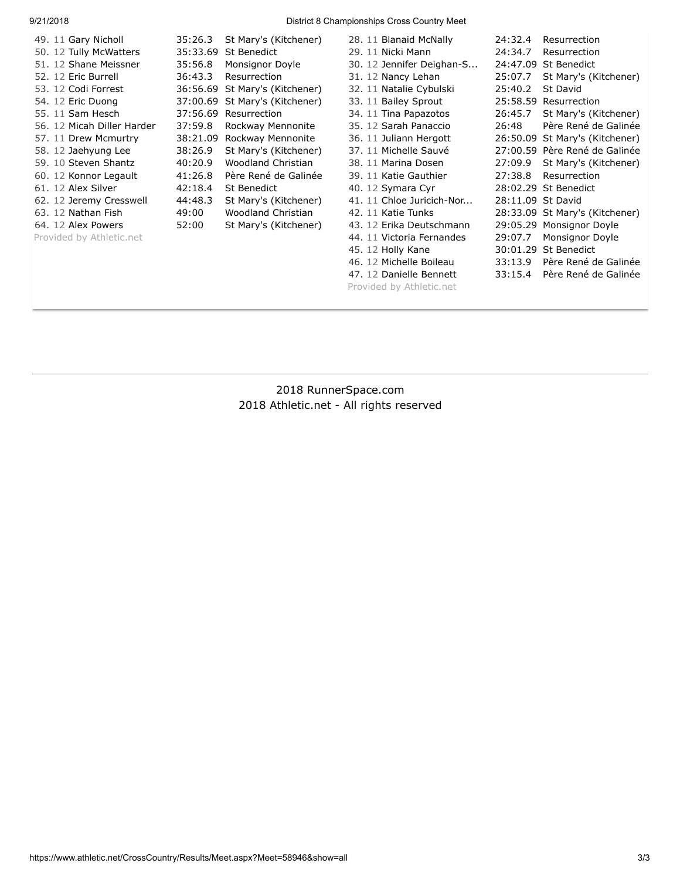| | | | |
|---|---|---|---|
| 49. 11 | Gary Nicholl | 35:26.3 | St Mary's (Kitchener) |
| 50. 12 | Tully McWatters | 35:33.69 | St Benedict |
| 51. 12 | Shane Meissner | 35:56.8 | Monsignor Doyle |
| 52. 12 | Eric Burrell | 36:43.3 | Resurrection |
| 53. 12 | Codi Forrest | 36:56.69 | St Mary's (Kitchener) |
| 54. 12 | Eric Duong | 37:00.69 | St Mary's (Kitchener) |
| 55. 11 | Sam Hesch | 37:56.69 | Resurrection |
| 56. 12 | Micah Diller Harder | 37:59.8 | Rockway Mennonite |
| 57. 11 | Drew Mcmurtry | 38:21.09 | Rockway Mennonite |
| 58. 12 | Jaehyung Lee | 38:26.9 | St Mary's (Kitchener) |
| 59. 10 | Steven Shantz | 40:20.9 | Woodland Christian |
| 60. 12 | Konnor Legault | 41:26.8 | Père René de Galinée |
| 61. 12 | Alex Silver | 42:18.4 | St Benedict |
| 62. 12 | Jeremy Cresswell | 44:48.3 | St Mary's (Kitchener) |
| 63. 12 | Nathan Fish | 49:00 | Woodland Christian |
| 64. 12 | Alex Powers | 52:00 | St Mary's (Kitchener) |

Provided by Athletic.net

| | | | |
|---|---|---|---|
| 28. 11 | Blanaid McNally | 24:32.4 | Resurrection |
| 29. 11 | Nicki Mann | 24:34.7 | Resurrection |
| 30. 12 | Jennifer Deighan-S... | 24:47.09 | St Benedict |
| 31. 12 | Nancy Lehan | 25:07.7 | St Mary's (Kitchener) |
| 32. 11 | Natalie Cybulski | 25:40.2 | St David |
| 33. 11 | Bailey Sprout | 25:58.59 | Resurrection |
| 34. 11 | Tina Papazotos | 26:45.7 | St Mary's (Kitchener) |
| 35. 12 | Sarah Panaccio | 26:48 | Père René de Galinée |
| 36. 11 | Juliann Hergott | 26:50.09 | St Mary's (Kitchener) |
| 37. 11 | Michelle Sauvé | 27:00.59 | Père René de Galinée |
| 38. 11 | Marina Dosen | 27:09.9 | St Mary's (Kitchener) |
| 39. 11 | Katie Gauthier | 27:38.8 | Resurrection |
| 40. 12 | Symara Cyr | 28:02.29 | St Benedict |
| 41. 11 | Chloe Juricich-Nor... | 28:11.09 | St David |
| 42. 11 | Katie Tunks | 28:33.09 | St Mary's (Kitchener) |
| 43. 12 | Erika Deutschmann | 29:05.29 | Monsignor Doyle |
| 44. 11 | Victoria Fernandes | 29:07.7 | Monsignor Doyle |
| 45. 12 | Holly Kane | 30:01.29 | St Benedict |
| 46. 12 | Michelle Boileau | 33:13.9 | Père René de Galinée |
| 47. 12 | Danielle Bennett | 33:15.4 | Père René de Galinée |

Provided by Athletic.net

2018 RunnerSpace.com
2018 Athletic.net - All rights reserved